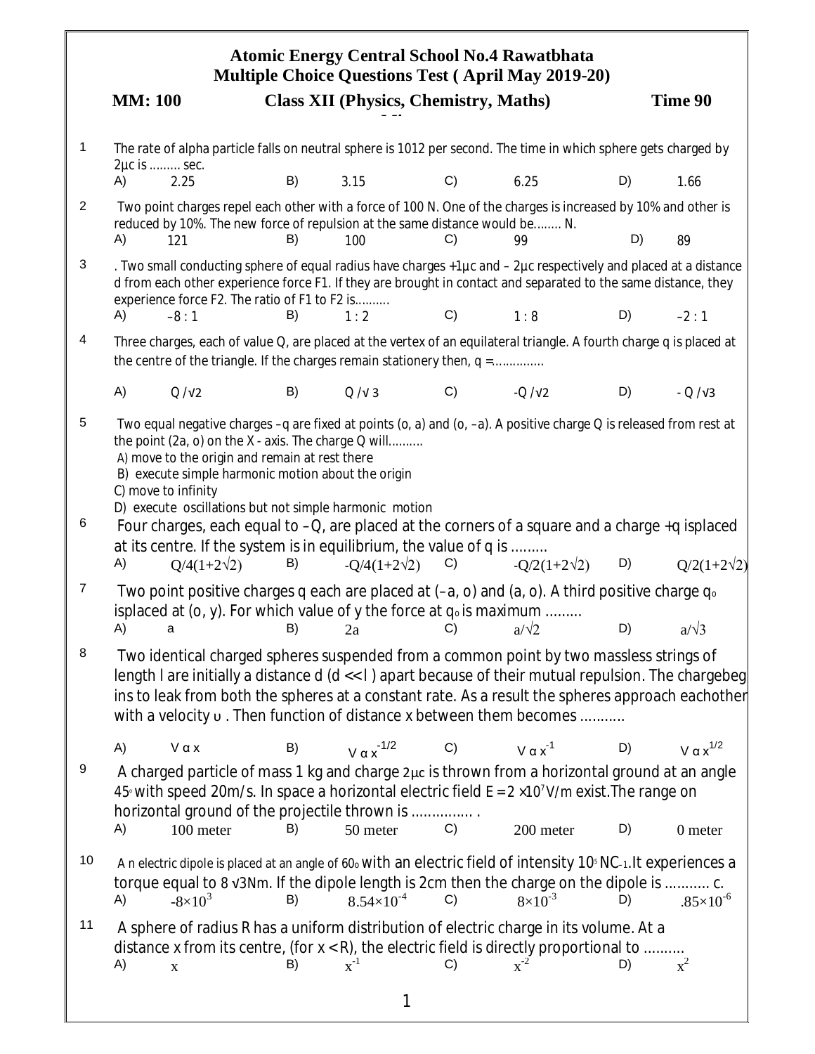# Atomic Energy Central School No.4 Rawatbhata

## Multiple Choice Questions Test ( April May 2019-20)

**MM: 100** **Class XII (Physics, Chemistry, Maths)** **Time 90**

1. The rate of alpha particle falls on neutral sphere is 1012 per second. The time in which sphere gets charged by 2μc is ……… sec.
   - A) 2.25
   - B) 3.15
   - C) 6.25
   - D) 1.66

2. Two point charges repel each other with a force of 100 N. One of the charges is increased by 10% and other is reduced by 10%. The new force of repulsion at the same distance would be…….. N.
   - A) 121
   - B) 100
   - C) 99
   - D) 89

3. . Two small conducting sphere of equal radius have charges +1μc and – 2μc respectively and placed at a distance d from each other experience force F1. If they are brought in contact and separated to the same distance, they experience force F2. The ratio of F1 to F2 is……….
   - A) –8 : 1
   - B) 1 : 2
   - C) 1 : 8
   - D) –2 : 1

4. Three charges, each of value Q, are placed at the vertex of an equilateral triangle. A fourth charge q is placed at the centre of the triangle. If the charges remain stationery then, q =…………..
   - A) $Q/\sqrt{2}$
   - B) $Q/\sqrt{3}$
   - C) $-Q/\sqrt{2}$
   - D) $-Q/\sqrt{3}$

5. Two equal negative charges –q are fixed at points (o, a) and (o, –a). A positive charge Q is released from rest at the point (2a, o) on the X - axis. The charge Q will……….
   - A) move to the origin and remain at rest there
   - B) execute simple harmonic motion about the origin
   - C) move to infinity
   - D) execute oscillations but not simple harmonic motion

6. Four charges, each equal to –Q, are placed at the corners of a square and a charge +q isplaced at its centre. If the system is in equilibrium, the value of q is ………
   - A) $Q/4(1+2\sqrt{2})$
   - B) $-Q/4(1+2\sqrt{2})$
   - C) $-Q/2(1+2\sqrt{2})$
   - D) $Q/2(1+2\sqrt{2})$

7. Two point positive charges q each are placed at (–a, o) and (a, o). A third positive charge $q_o$ isplaced at (o, y). For which value of y the force at $q_o$ is maximum ………
   - A) a
   - B) 2a
   - C) $a/\sqrt{2}$
   - D) $a/\sqrt{3}$

8. Two identical charged spheres suspended from a common point by two massless strings of length l are initially a distance d (d << l ) apart because of their mutual repulsion. The chargebegins to leak from both the spheres at a constant rate. As a result the spheres approach eachother with a velocity υ . Then function of distance x between them becomes ………..
   - A) $V \propto x$
   - B) $V \propto x^{-1/2}$
   - C) $V \propto x^{-1}$
   - D) $V \propto x^{1/2}$

9. A charged particle of mass 1 kg and charge 2μc is thrown from a horizontal ground at an angle 45° with speed 20m/s. In space a horizontal electric field $E = 2 \times 10^{7}$ V/m exist.The range on horizontal ground of the projectile thrown is …………… .
   - A) 100 meter
   - B) 50 meter
   - C) 200 meter
   - D) 0 meter

10. A n electric dipole is placed at an angle of 60° with an electric field of intensity $10^{5}$ $NC^{-1}$.It experiences a torque equal to 8 √3Nm. If the dipole length is 2cm then the charge on the dipole is ……….. c.
    - A) $-8\times10^{3}$
    - B) $8.54\times10^{-4}$
    - C) $8\times10^{-3}$
    - D) $.85\times10^{-6}$

11. A sphere of radius R has a uniform distribution of electric charge in its volume. At a distance x from its centre, (for x < R), the electric field is directly proportional to ……….
    - A) x
    - B) $x^{-1}$
    - C) $x^{-2}$
    - D) $x^{2}$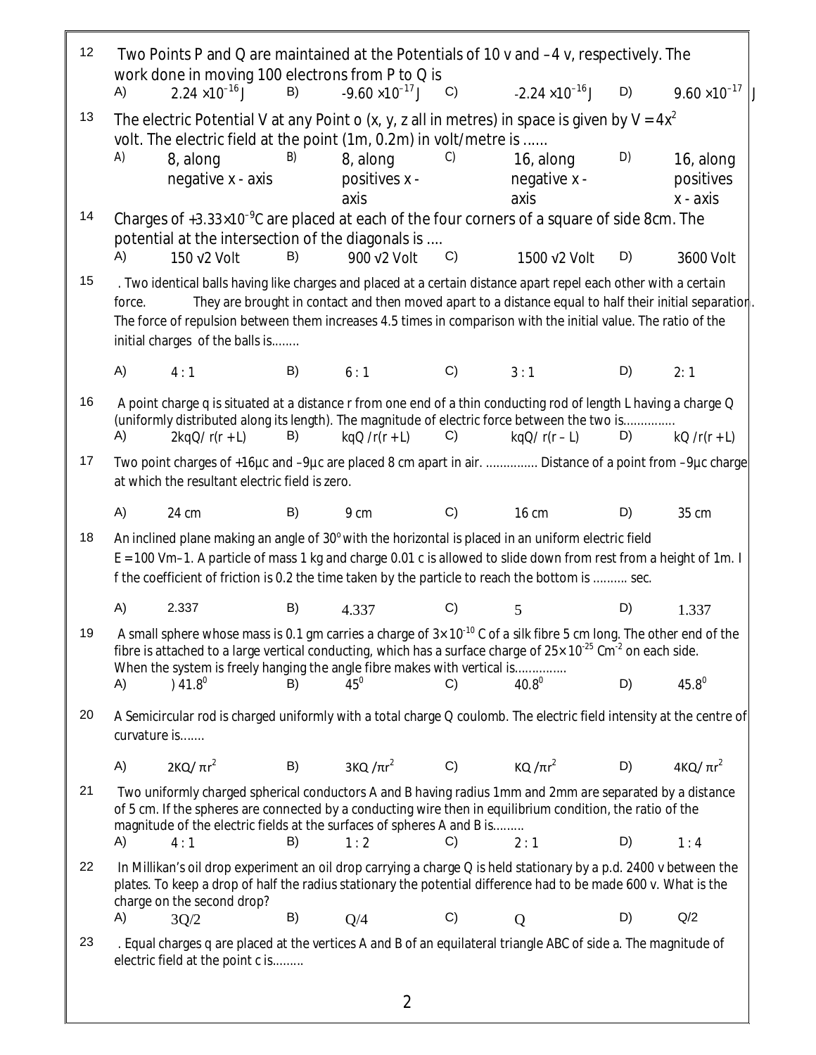12 Two Points P and Q are maintained at the Potentials of 10 v and –4 v, respectively. The work done in moving 100 electrons from P to Q is

A) $2.24 \times 10^{-16}$ J B) $-9.60 \times 10^{-17}$ J C) $-2.24 \times 10^{-16}$ J D) $9.60 \times 10^{-17}$ J

13 The electric Potential V at any Point o (x, y, z all in metres) in space is given by $V = 4x^2$ volt. The electric field at the point (1m, 0.2m) in volt/metre is ……

A) 8, along negative x - axis B) 8, along positives x - axis C) 16, along negative x - axis D) 16, along positives x - axis

14 Charges of $+3.33 \times 10^{-9}$C are placed at each of the four corners of a square of side 8cm. The potential at the intersection of the diagonals is ….

A) 150 √2 Volt B) 900 √2 Volt C) 1500 √2 Volt D) 3600 Volt

15 . Two identical balls having like charges and placed at a certain distance apart repel each other with a certain force. They are brought in contact and then moved apart to a distance equal to half their initial separation. The force of repulsion between them increases 4.5 times in comparison with the initial value. The ratio of the initial charges of the balls is……..

A) 4 : 1 B) 6 : 1 C) 3 : 1 D) 2: 1

16 A point charge q is situated at a distance r from one end of a thin conducting rod of length L having a charge Q (uniformly distributed along its length). The magnitude of electric force between the two is……………

A) $2kqQ/ r(r + L)$ B) $kqQ / r(r + L)$ C) $kqQ/ r(r – L)$ D) $kQ / r(r + L)$

17 Two point charges of +16μc and –9μc are placed 8 cm apart in air. …………… Distance of a point from –9μc charge at which the resultant electric field is zero.

A) 24 cm B) 9 cm C) 16 cm D) 35 cm

18 An inclined plane making an angle of 30° with the horizontal is placed in an uniform electric field E = 100 Vm–1. A particle of mass 1 kg and charge 0.01 c is allowed to slide down from rest from a height of 1m. If the coefficient of friction is 0.2 the time taken by the particle to reach the bottom is ………. sec.

A) 2.337 B) 4.337 C) 5 D) 1.337

19 A small sphere whose mass is 0.1 gm carries a charge of $3 \times 10^{-10}$ C of a silk fibre 5 cm long. The other end of the fibre is attached to a large vertical conducting, which has a surface charge of $25 \times 10^{-25}$ $Cm^{-2}$ on each side. When the system is freely hanging the angle fibre makes with vertical is……………

A) ) $41.8^0$ B) $45^0$ C) $40.8^0$ D) $45.8^0$

20 A Semicircular rod is charged uniformly with a total charge Q coulomb. The electric field intensity at the centre of curvature is…….

A) $2KQ/ \pi r^2$ B) $3KQ / \pi r^2$ C) $KQ / \pi r^2$ D) $4KQ/ \pi r^2$

21 Two uniformly charged spherical conductors A and B having radius 1mm and 2mm are separated by a distance of 5 cm. If the spheres are connected by a conducting wire then in equilibrium condition, the ratio of the magnitude of the electric fields at the surfaces of spheres A and B is………

A) 4 : 1 B) 1 : 2 C) 2 : 1 D) 1 : 4

22 In Millikan's oil drop experiment an oil drop carrying a charge Q is held stationary by a p.d. 2400 v between the plates. To keep a drop of half the radius stationary the potential difference had to be made 600 v. What is the charge on the second drop?

A) 3Q/2 B) Q/4 C) Q D) Q/2

23 . Equal charges q are placed at the vertices A and B of an equilateral triangle ABC of side a. The magnitude of electric field at the point c is………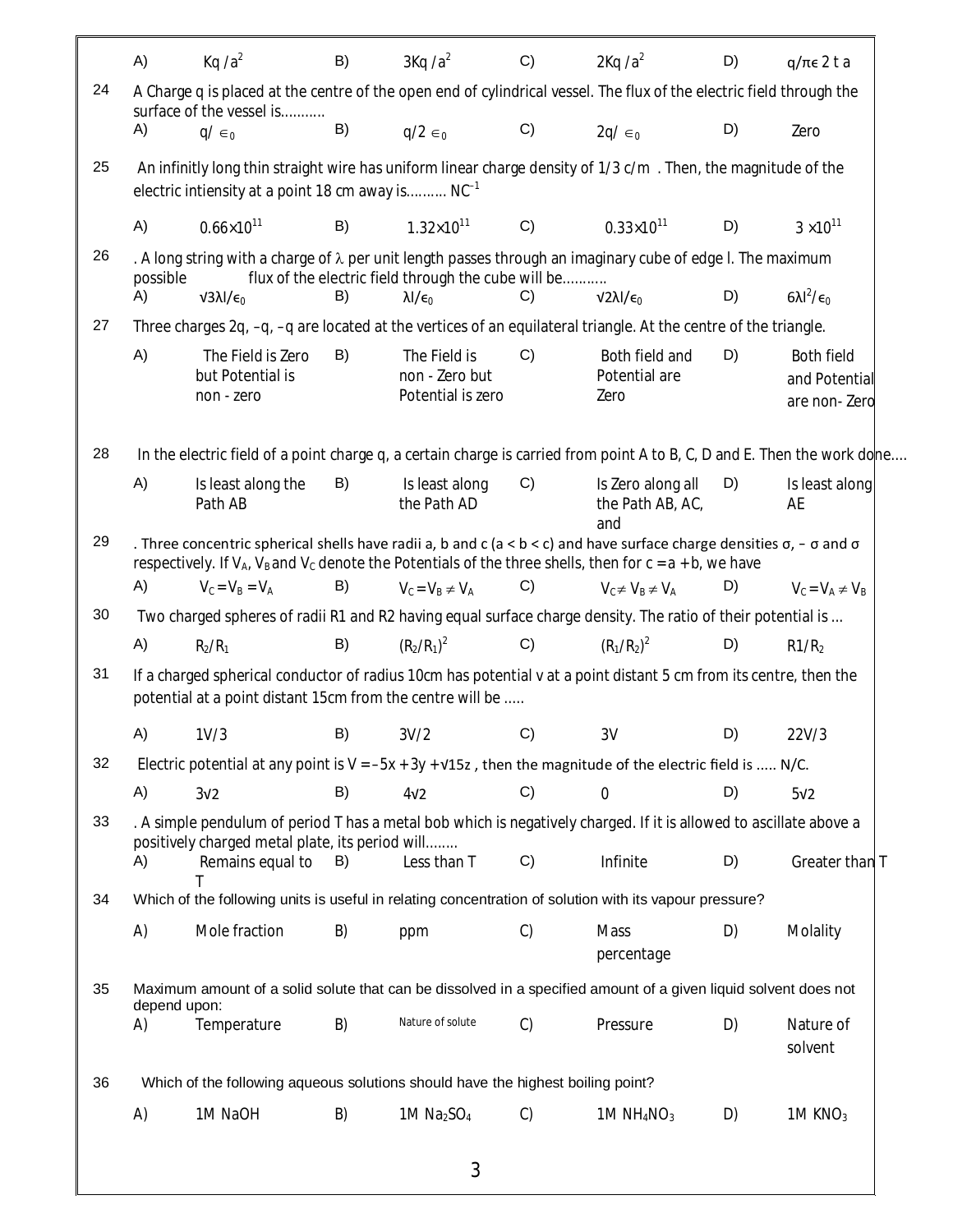A) $Kq/a^2$  B) $3Kq/a^2$  C) $2Kq/a^2$  D) $q/\pi\epsilon\ 2\ t\ a$

24 A Charge q is placed at the centre of the open end of cylindrical vessel. The flux of the electric field through the surface of the vessel is...........

A) $q/\in_0$  B) $q/2\in_0$  C) $2q/\in_0$  D) Zero

25 An infinitly long thin straight wire has uniform linear charge density of 1/3 c/m . Then, the magnitude of the electric intiensity at a point 18 cm away is.......... $NC^{-1}$

A) $0.66\times10^{11}$  B) $1.32\times10^{11}$  C) $0.33\times10^{11}$  D) $3\times10^{11}$

26 . A long string with a charge of $\lambda$ per unit length passes through an imaginary cube of edge l. The maximum possible flux of the electric field through the cube will be...........

A) $\sqrt{3}\lambda l/\epsilon_0$  B) $\lambda l/\epsilon_0$  C) $\sqrt{2}\lambda l/\epsilon_0$  D) $6\lambda l^2/\epsilon_0$

27 Three charges 2q, –q, –q are located at the vertices of an equilateral triangle. At the centre of the triangle.

A) The Field is Zero but Potential is non - zero  B) The Field is non - Zero but Potential is zero  C) Both field and Potential are Zero  D) Both field and Potential are non- Zero

28 In the electric field of a point charge q, a certain charge is carried from point A to B, C, D and E. Then the work done....

A) Is least along the Path AB  B) Is least along the Path AD  C) Is Zero along all the Path AB, AC, and  D) Is least along AE

29 . Three concentric spherical shells have radii a, b and c (a < b < c) and have surface charge densities σ, – σ and σ respectively. If $V_A$, $V_B$ and $V_C$ denote the Potentials of the three shells, then for c = a + b, we have

A) $V_C = V_B = V_A$  B) $V_C = V_B \neq V_A$  C) $V_C \neq V_B \neq V_A$  D) $V_C = V_A \neq V_B$

30 Two charged spheres of radii R1 and R2 having equal surface charge density. The ratio of their potential is ...

A) $R_2/R_1$  B) $(R_2/R_1)^2$  C) $(R_1/R_2)^2$  D) $R1/R_2$

31 If a charged spherical conductor of radius 10cm has potential v at a point distant 5 cm from its centre, then the potential at a point distant 15cm from the centre will be .....

A) 1V/3  B) 3V/2  C) 3V  D) 22V/3

32 Electric potential at any point is $V = -5x + 3y + \sqrt{15}z$ , then the magnitude of the electric field is ..... N/C.

A) $3\sqrt{2}$  B) $4\sqrt{2}$  C) 0  D) $5\sqrt{2}$

33 . A simple pendulum of period T has a metal bob which is negatively charged. If it is allowed to ascillate above a positively charged metal plate, its period will........

A) Remains equal to T  B) Less than T  C) Infinite  D) Greater than T

34 Which of the following units is useful in relating concentration of solution with its vapour pressure?

A) Mole fraction  B) ppm  C) Mass percentage  D) Molality

35 Maximum amount of a solid solute that can be dissolved in a specified amount of a given liquid solvent does not depend upon:

A) Temperature  B) Nature of solute  C) Pressure  D) Nature of solvent

36 Which of the following aqueous solutions should have the highest boiling point?

A) 1M NaOH  B) 1M $Na_2SO_4$  C) 1M $NH_4NO_3$  D) 1M $KNO_3$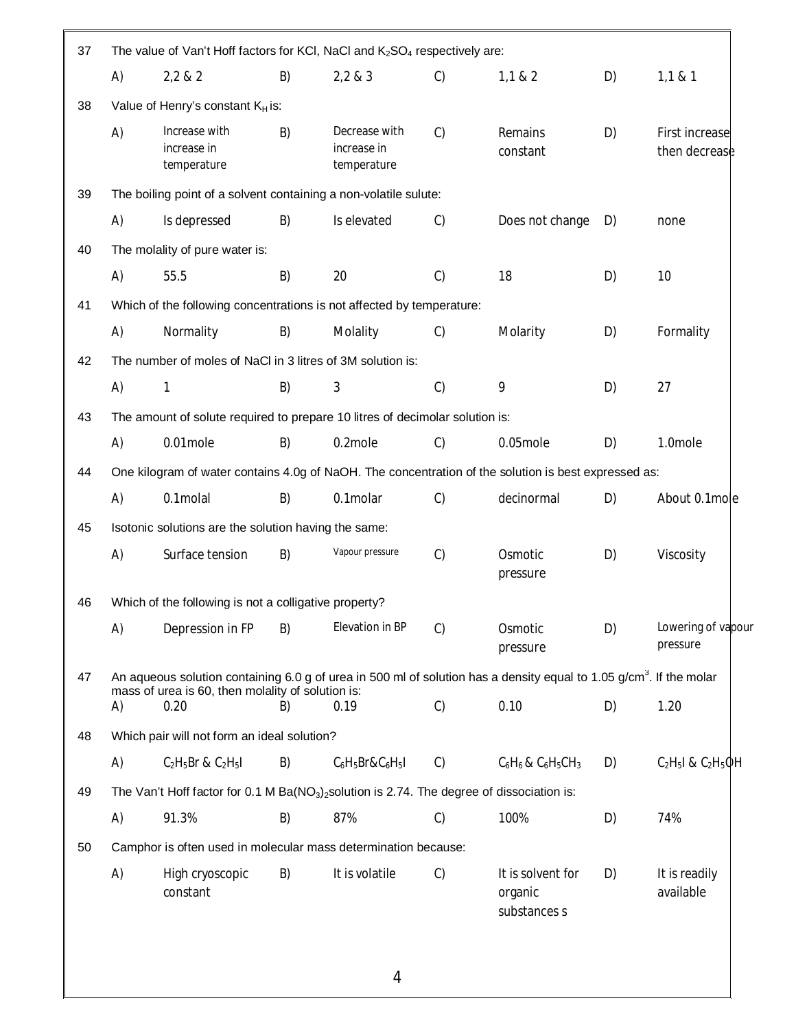| | | | | | | | | |
|---|---|---|---|---|---|---|---|---|
| 37 | The value of Van't Hoff factors for KCl, NaCl and $K_2SO_4$ respectively are: | | | | | | | |
| | A) | 2,2 & 2 | B) | 2,2 & 3 | C) | 1,1 & 2 | D) | 1,1 & 1 |
| 38 | Value of Henry's constant $K_H$ is: | | | | | | | |
| | A) | Increase with increase in temperature | B) | Decrease with increase in temperature | C) | Remains constant | D) | First increase then decrease |
| 39 | The boiling point of a solvent containing a non-volatile sulute: | | | | | | | |
| | A) | Is depressed | B) | Is elevated | C) | Does not change | D) | none |
| 40 | The molality of pure water is: | | | | | | | |
| | A) | 55.5 | B) | 20 | C) | 18 | D) | 10 |
| 41 | Which of the following concentrations is not affected by temperature: | | | | | | | |
| | A) | Normality | B) | Molality | C) | Molarity | D) | Formality |
| 42 | The number of moles of NaCl in 3 litres of 3M solution is: | | | | | | | |
| | A) | 1 | B) | 3 | C) | 9 | D) | 27 |
| 43 | The amount of solute required to prepare 10 litres of decimolar solution is: | | | | | | | |
| | A) | 0.01mole | B) | 0.2mole | C) | 0.05mole | D) | 1.0mole |
| 44 | One kilogram of water contains 4.0g of NaOH. The concentration of the solution is best expressed as: | | | | | | | |
| | A) | 0.1molal | B) | 0.1molar | C) | decinormal | D) | About 0.1mole |
| 45 | Isotonic solutions are the solution having the same: | | | | | | | |
| | A) | Surface tension | B) | Vapour pressure | C) | Osmotic pressure | D) | Viscosity |
| 46 | Which of the following is not a colligative property? | | | | | | | |
| | A) | Depression in FP | B) | Elevation in BP | C) | Osmotic pressure | D) | Lowering of vapour pressure |
| 47 | An aqueous solution containing 6.0 g of urea in 500 ml of solution has a density equal to 1.05 g/cm$^3$. If the molar mass of urea is 60, then molality of solution is: | | | | | | | |
| | A) | 0.20 | B) | 0.19 | C) | 0.10 | D) | 1.20 |
| 48 | Which pair will not form an ideal solution? | | | | | | | |
| | A) | $C_2H_5Br$ & $C_2H_5I$ | B) | $C_6H_5Br$&$C_6H_5I$ | C) | $C_6H_6$ & $C_6H_5CH_3$ | D) | $C_2H_5I$ & $C_2H_5OH$ |
| 49 | The Van't Hoff factor for 0.1 M $Ba(NO_3)_2$ solution is 2.74. The degree of dissociation is: | | | | | | | |
| | A) | 91.3% | B) | 87% | C) | 100% | D) | 74% |
| 50 | Camphor is often used in molecular mass determination because: | | | | | | | |
| | A) | High cryoscopic constant | B) | It is volatile | C) | It is solvent for organic substances s | D) | It is readily available |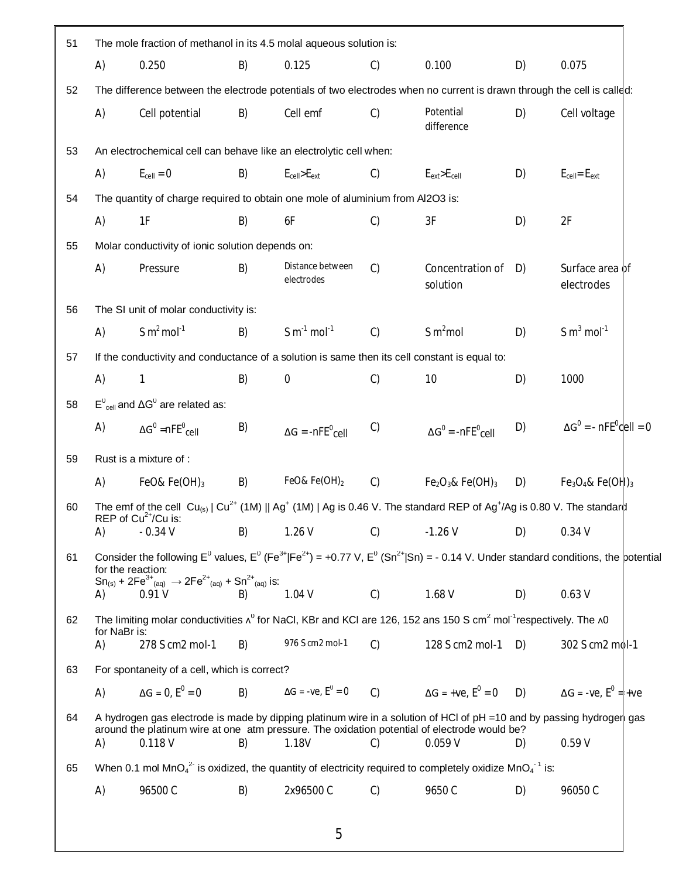51 The mole fraction of methanol in its 4.5 molal aqueous solution is:

A) 0.250 B) 0.125 C) 0.100 D) 0.075

52 The difference between the electrode potentials of two electrodes when no current is drawn through the cell is called:

A) Cell potential B) Cell emf C) Potential difference D) Cell voltage

53 An electrochemical cell can behave like an electrolytic cell when:

A) $E_{cell} = 0$ B) $E_{cell} > E_{ext}$ C) $E_{ext} > E_{cell}$ D) $E_{cell} = E_{ext}$

54 The quantity of charge required to obtain one mole of aluminium from Al2O3 is:

A) 1F B) 6F C) 3F D) 2F

55 Molar conductivity of ionic solution depends on:

A) Pressure B) Distance between electrodes C) Concentration of solution D) Surface area of electrodes

56 The SI unit of molar conductivity is:

A) $S\ m^2\ mol^{-1}$ B) $S\ m^{-1}\ mol^{-1}$ C) $S\ m^2 mol$ D) $S\ m^3\ mol^{-1}$

57 If the conductivity and conductance of a solution is same then its cell constant is equal to:

A) 1 B) 0 C) 10 D) 1000

58 $E^0_{cell}$ and $\Delta G^0$ are related as:

A) $\Delta G^0 = nFE^0_{cell}$ B) $\Delta G = -nFE^0_{cell}$ C) $\Delta G^0 = -nFE^0_{cell}$ D) $\Delta G^0 = -nFE^0_{cell} = 0$

59 Rust is a mixture of :

A) $FeO$ & $Fe(OH)_3$ B) $FeO$ & $Fe(OH)_2$ C) $Fe_2O_3$ & $Fe(OH)_3$ D) $Fe_3O_4$ & $Fe(OH)_3$

60 The emf of the cell $Cu_{(s)} \mid Cu^{2+}$ (1M) $\parallel Ag^+$ (1M) $\mid Ag$ is 0.46 V. The standard REP of $Ag^+/Ag$ is 0.80 V. The standard REP of $Cu^{2+}/Cu$ is:

A) - 0.34 V B) 1.26 V C) -1.26 V D) 0.34 V

61 Consider the following $E^0$ values, $E^0$ ($Fe^{3+}|Fe^{2+}$) = +0.77 V, $E^0$ ($Sn^{2+}|Sn$) = - 0.14 V. Under standard conditions, the potential for the reaction:
$Sn_{(s)} + 2Fe^{3+}_{(aq)} \rightarrow 2Fe^{2+}_{(aq)} + Sn^{2+}_{(aq)}$ is:

A) 0.91 V B) 1.04 V C) 1.68 V D) 0.63 V

62 The limiting molar conductivities $\wedge^0$ for NaCl, KBr and KCl are 126, 152 ans 150 S $cm^2$ $mol^{-1}$respectively. The $\wedge$0 for NaBr is:

A) 278 S cm2 mol-1 B) 976 S cm2 mol-1 C) 128 S cm2 mol-1 D) 302 S cm2 mol-1

63 For spontaneity of a cell, which is correct?

A) $\Delta G = 0$, $E^0 = 0$ B) $\Delta G = -ve$, $E^0 = 0$ C) $\Delta G = +ve$, $E^0 = 0$ D) $\Delta G = -ve$, $E^0 = +ve$

64 A hydrogen gas electrode is made by dipping platinum wire in a solution of HCl of pH =10 and by passing hydrogen gas around the platinum wire at one atm pressure. The oxidation potential of electrode would be?

A) 0.118 V B) 1.18V C) 0.059 V D) 0.59 V

65 When 0.1 mol $MnO_4^{2-}$ is oxidized, the quantity of electricity required to completely oxidize $MnO_4^{-1}$ is:

A) 96500 C B) 2x96500 C C) 9650 C D) 96050 C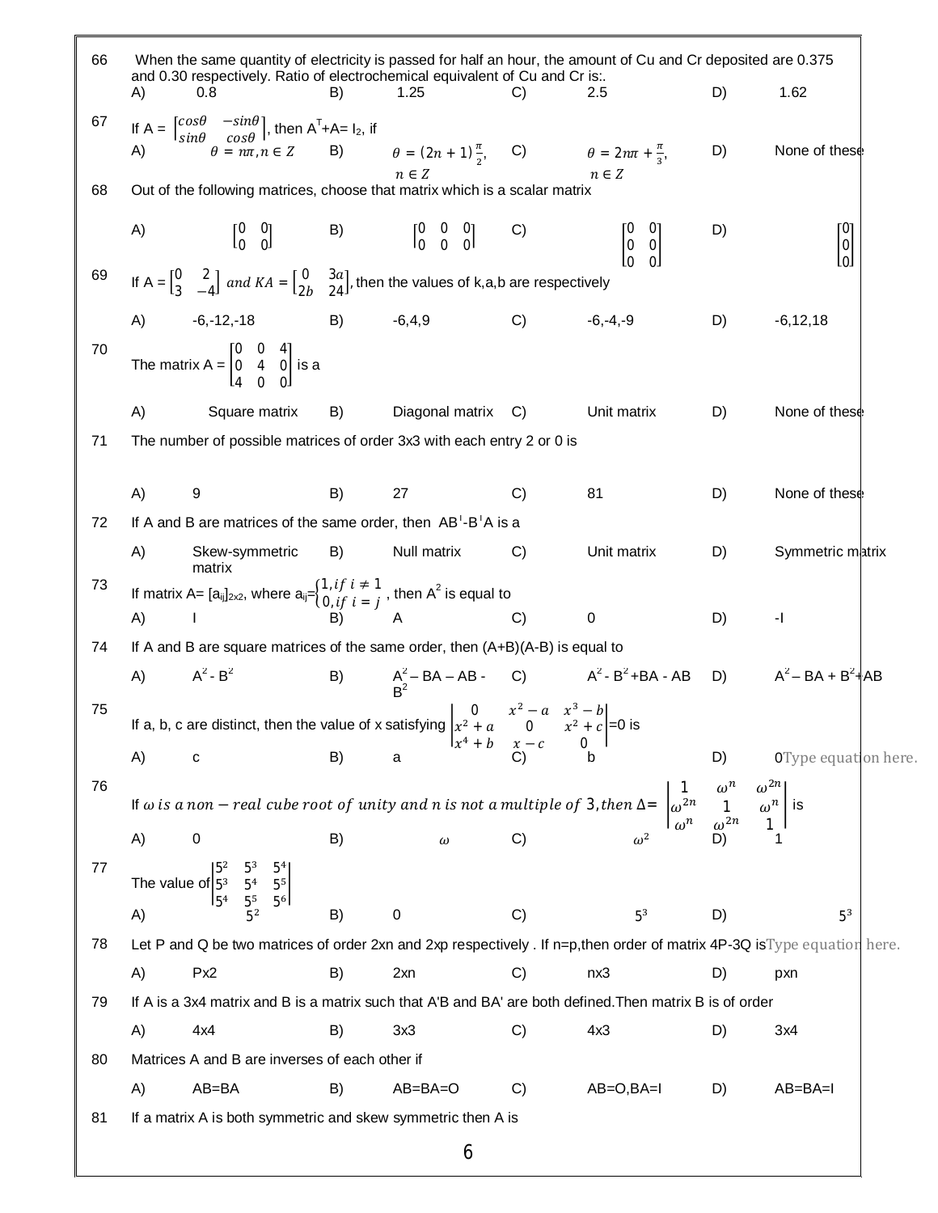66. When the same quantity of electricity is passed for half an hour, the amount of Cu and Cr deposited are 0.375 and 0.30 respectively. Ratio of electrochemical equivalent of Cu and Cr is:.

| A) 0.8 | B) 1.25 | C) 2.5 | D) 1.62 |
|---|---|---|---|

67. If A = $\begin{bmatrix} cos\theta & -sin\theta \\ sin\theta & cos\theta \end{bmatrix}$, then $A^T$+A= $I_2$, if

| A) $\theta = n\pi, n \in Z$ | B) $\theta = (2n+1)\frac{\pi}{2}$, $n \in Z$ | C) $\theta = 2n\pi + \frac{\pi}{3}$, $n \in Z$ | D) None of these |
|---|---|---|---|

68. Out of the following matrices, choose that matrix which is a scalar matrix

| A) $\begin{bmatrix} 0 & 0 \\ 0 & 0 \end{bmatrix}$ | B) $\begin{bmatrix} 0 & 0 & 0 \\ 0 & 0 & 0 \end{bmatrix}$ | C) $\begin{bmatrix} 0 & 0 \\ 0 & 0 \\ 0 & 0 \end{bmatrix}$ | D) $\begin{bmatrix} 0 \\ 0 \\ 0 \end{bmatrix}$ |
|---|---|---|---|

69. If A = $\begin{bmatrix} 0 & 2 \\ 3 & -4 \end{bmatrix}$ $and\ KA = \begin{bmatrix} 0 & 3a \\ 2b & 24 \end{bmatrix}$, then the values of k,a,b are respectively

| A) -6,-12,-18 | B) -6,4,9 | C) -6,-4,-9 | D) -6,12,18 |
|---|---|---|---|

70. The matrix A = $\begin{bmatrix} 0 & 0 & 4 \\ 0 & 4 & 0 \\ 4 & 0 & 0 \end{bmatrix}$ is a

| A) Square matrix | B) Diagonal matrix | C) Unit matrix | D) None of these |
|---|---|---|---|

71. The number of possible matrices of order 3x3 with each entry 2 or 0 is

| A) 9 | B) 27 | C) 81 | D) None of these |
|---|---|---|---|

72. If A and B are matrices of the same order, then $AB'-B'A$ is a

| A) Skew-symmetric matrix | B) Null matrix | C) Unit matrix | D) Symmetric matrix |
|---|---|---|---|

73. If matrix A= $[a_{ij}]_{2x2}$, where $a_{ij}=\begin{cases} 1, if\ i \neq 1 \\ 0, if\ i = j \end{cases}$, then $A^2$ is equal to

| A) I | B) A | C) 0 | D) -I |
|---|---|---|---|

74. If A and B are square matrices of the same order, then (A+B)(A-B) is equal to

| A) $A^2 - B^2$ | B) $A^2 - BA - AB - B^2$ | C) $A^2 - B^2 + BA - AB$ | D) $A^2 - BA + B^2 + AB$ |
|---|---|---|---|

75. If a, b, c are distinct, then the value of x satisfying $\begin{vmatrix} 0 & x^2-a & x^3-b \\ x^2+a & 0 & x^2+c \\ x^4+b & x-c & 0 \end{vmatrix}$=0 is

| A) c | B) a | C) b | D) 0 |
|---|---|---|---|

76. If $\omega$ is a non-real cube root of unity and n is not a multiple of 3, then $\Delta = \begin{vmatrix} 1 & \omega^n & \omega^{2n} \\ \omega^{2n} & 1 & \omega^n \\ \omega^n & \omega^{2n} & 1 \end{vmatrix}$ is

| A) 0 | B) $\omega$ | C) $\omega^2$ | D) 1 |
|---|---|---|---|

77. The value of $\begin{vmatrix} 5^2 & 5^3 & 5^4 \\ 5^3 & 5^4 & 5^5 \\ 5^4 & 5^5 & 5^6 \end{vmatrix}$

| A) $5^2$ | B) 0 | C) $5^3$ | D) $5^3$ |
|---|---|---|---|

78. Let P and Q be two matrices of order 2xn and 2xp respectively . If n=p,then order of matrix 4P-3Q is

| A) Px2 | B) 2xn | C) nx3 | D) pxn |
|---|---|---|---|

79. If A is a 3x4 matrix and B is a matrix such that A'B and BA' are both defined.Then matrix B is of order

| A) 4x4 | B) 3x3 | C) 4x3 | D) 3x4 |
|---|---|---|---|

80. Matrices A and B are inverses of each other if

| A) AB=BA | B) AB=BA=O | C) AB=O,BA=I | D) AB=BA=I |
|---|---|---|---|

81. If a matrix A is both symmetric and skew symmetric then A is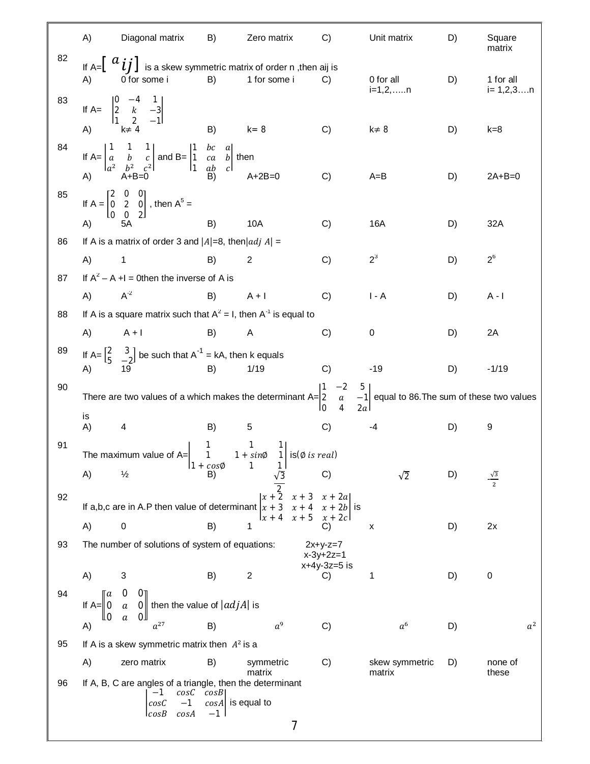| | A) | Diagonal matrix | B) | Zero matrix | C) | Unit matrix | D) | Square matrix |
|---|---|---|---|---|---|---|---|---|

**82** If A=$[a_{ij}]$ is a skew symmetric matrix of order n ,then aij is

| A) | 0 for some i | B) | 1 for some i | C) | 0 for all i=1,2,…..n | D) | 1 for all i= 1,2,3….n |
|---|---|---|---|---|---|---|---|

**83** If A= $\begin{vmatrix} 0 & -4 & 1 \\ 2 & k & -3 \\ 1 & 2 & -1 \end{vmatrix}$

| A) | k≠ 4 | B) | k= 8 | C) | k≠ 8 | D) | k=8 |
|---|---|---|---|---|---|---|---|

**84** If A= $\begin{vmatrix} 1 & 1 & 1 \\ a & b & c \\ a^2 & b^2 & c^2 \end{vmatrix}$ and B= $\begin{vmatrix} 1 & bc & a \\ 1 & ca & b \\ 1 & ab & c \end{vmatrix}$ then

| A) | A+B=0 | B) | A+2B=0 | C) | A=B | D) | 2A+B=0 |
|---|---|---|---|---|---|---|---|

**85** If A = $\begin{bmatrix} 2 & 0 & 0 \\ 0 & 2 & 0 \\ 0 & 0 & 2 \end{bmatrix}$ , then $A^5$ =

| A) | 5A | B) | 10A | C) | 16A | D) | 32A |
|---|---|---|---|---|---|---|---|

**86** If A is a matrix of order 3 and $|A|$=8, then$|adj\ A|$ =

| A) | 1 | B) | 2 | C) | $2^3$ | D) | $2^6$ |
|---|---|---|---|---|---|---|---|

**87** If $A^2$ – A +I = 0then the inverse of A is

| A) | $A^{-2}$ | B) | A + I | C) | I - A | D) | A - I |
|---|---|---|---|---|---|---|---|

**88** If A is a square matrix such that $A^2$ = I, then $A^{-1}$ is equal to

| A) | A + I | B) | A | C) | 0 | D) | 2A |
|---|---|---|---|---|---|---|---|

**89** If A= $\begin{bmatrix} 2 & 3 \\ 5 & -2 \end{bmatrix}$ be such that $A^{-1}$ = kA, then k equals

| A) | 19 | B) | 1/19 | C) | -19 | D) | -1/19 |
|---|---|---|---|---|---|---|---|

**90** There are two values of a which makes the determinant A=$\begin{vmatrix} 1 & -2 & 5 \\ 2 & a & -1 \\ 0 & 4 & 2a \end{vmatrix}$ equal to 86.The sum of these two values is

| A) | 4 | B) | 5 | C) | -4 | D) | 9 |
|---|---|---|---|---|---|---|---|

**91** The maximum value of A=$\begin{vmatrix} 1 & 1 & 1 \\ 1 & 1+sin\emptyset & 1 \\ 1+cos\emptyset & 1 & 1 \end{vmatrix}$ is($\emptyset$ *is real*)

| A) | ½ | B) | $\frac{\sqrt{3}}{2}$ | C) | $\sqrt{2}$ | D) | $-\frac{\sqrt{3}}{2}$ |
|---|---|---|---|---|---|---|---|

**92** If a,b,c are in A.P then value of determinant $\begin{vmatrix} x+2 & x+3 & x+2a \\ x+3 & x+4 & x+2b \\ x+4 & x+5 & x+2c \end{vmatrix}$ is

| A) | 0 | B) | 1 | C) | x | D) | 2x |
|---|---|---|---|---|---|---|---|

**93** The number of solutions of system of equations: 2x+y-z=7, x-3y+2z=1, x+4y-3z=5 is

| A) | 3 | B) | 2 | C) | 1 | D) | 0 |
|---|---|---|---|---|---|---|---|

**94** If A=$\begin{bmatrix} a & 0 & 0 \\ 0 & a & 0 \\ 0 & a & 0 \end{bmatrix}$ then the value of $|adjA|$ is

| A) | $a^{27}$ | B) | $a^9$ | C) | $a^6$ | D) | $a^2$ |
|---|---|---|---|---|---|---|---|

**95** If A is a skew symmetric matrix then $A^2$ is a

| A) | zero matrix | B) | symmetric matrix | C) | skew symmetric matrix | D) | none of these |
|---|---|---|---|---|---|---|---|

**96** If A, B, C are angles of a triangle, then the determinant

$$\begin{vmatrix} -1 & cosC & cosB \\ cosC & -1 & cosA \\ cosB & cosA & -1 \end{vmatrix}$$ is equal to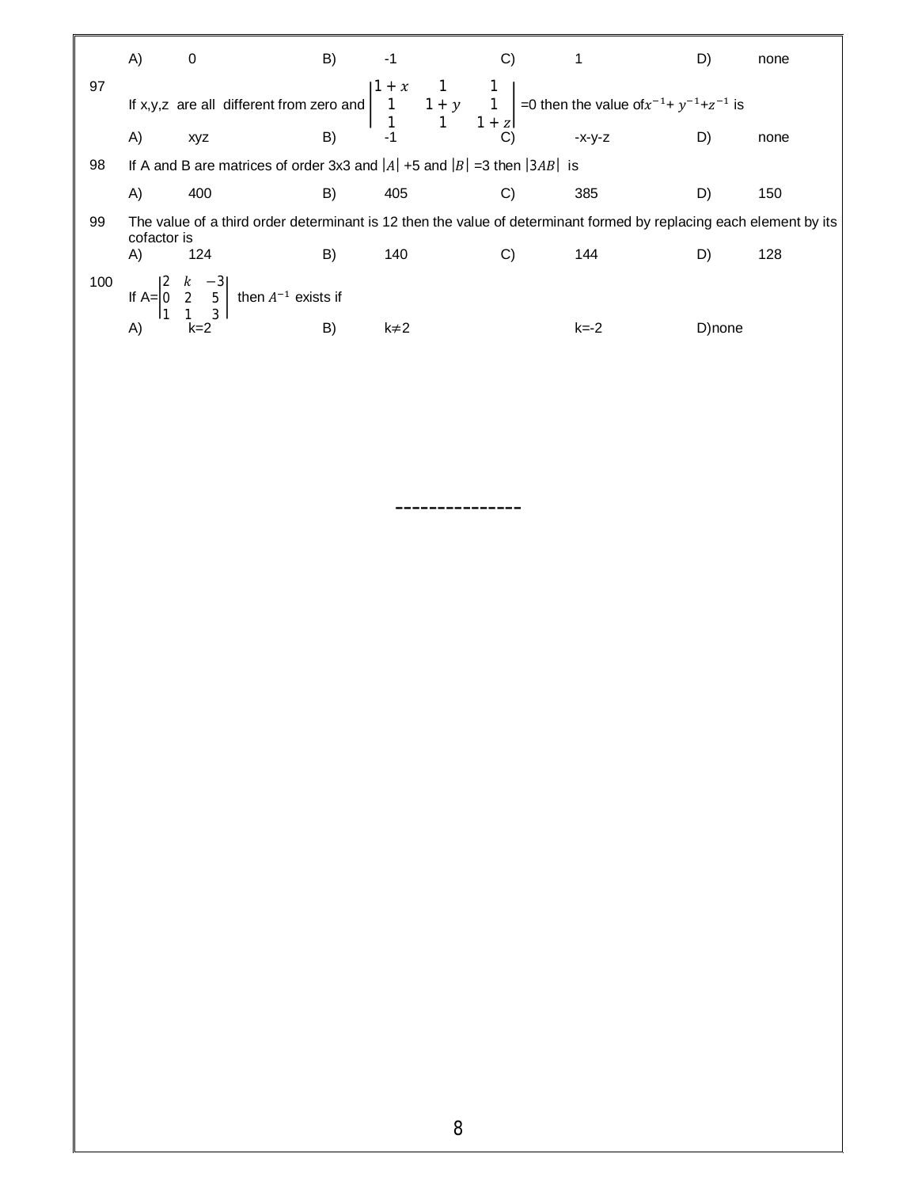A) 0 B) -1 C) 1 D) none

97 If x,y,z are all different from zero and $\begin{vmatrix} 1+x & 1 & 1 \\ 1 & 1+y & 1 \\ 1 & 1 & 1+z \end{vmatrix}$ =0 then the value of $x^{-1}+ y^{-1}+z^{-1}$ is

A) xyz B) -1 C) -x-y-z D) none

98 If A and B are matrices of order 3x3 and $|A|$ +5 and $|B|$ =3 then $|3AB|$ is

A) 400 B) 405 C) 385 D) 150

99 The value of a third order determinant is 12 then the value of determinant formed by replacing each element by its cofactor is

A) 124 B) 140 C) 144 D) 128

100 If A=$\begin{vmatrix} 2 & k & -3 \\ 0 & 2 & 5 \\ 1 & 1 & 3 \end{vmatrix}$ then $A^{-1}$ exists if

A) k=2 B) k≠2 k=-2 D)none

---------------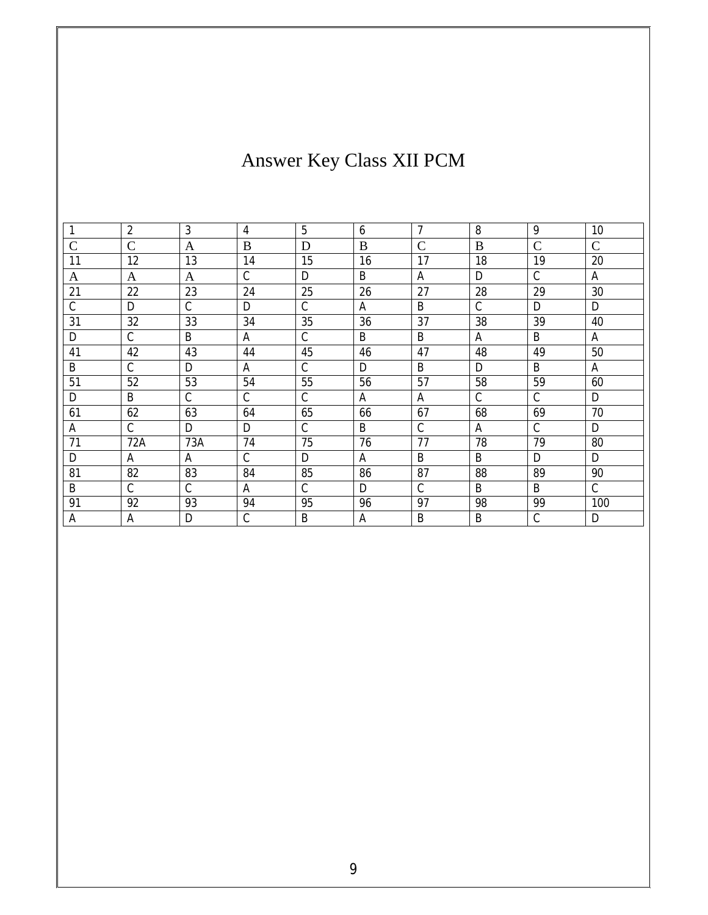# Answer Key Class XII PCM

| | | | | | | | | | |
|---|---|---|---|---|---|---|---|---|---|
| 1 | 2 | 3 | 4 | 5 | 6 | 7 | 8 | 9 | 10 |
| C | C | A | B | D | B | C | B | C | C |
| 11 | 12 | 13 | 14 | 15 | 16 | 17 | 18 | 19 | 20 |
| A | A | A | C | D | B | A | D | C | A |
| 21 | 22 | 23 | 24 | 25 | 26 | 27 | 28 | 29 | 30 |
| C | D | C | D | C | A | B | C | D | D |
| 31 | 32 | 33 | 34 | 35 | 36 | 37 | 38 | 39 | 40 |
| D | C | B | A | C | B | B | A | B | A |
| 41 | 42 | 43 | 44 | 45 | 46 | 47 | 48 | 49 | 50 |
| B | C | D | A | C | D | B | D | B | A |
| 51 | 52 | 53 | 54 | 55 | 56 | 57 | 58 | 59 | 60 |
| D | B | C | C | C | A | A | C | C | D |
| 61 | 62 | 63 | 64 | 65 | 66 | 67 | 68 | 69 | 70 |
| A | C | D | D | C | B | C | A | C | D |
| 71 | 72A | 73A | 74 | 75 | 76 | 77 | 78 | 79 | 80 |
| D | A | A | C | D | A | B | B | D | D |
| 81 | 82 | 83 | 84 | 85 | 86 | 87 | 88 | 89 | 90 |
| B | C | C | A | C | D | C | B | B | C |
| 91 | 92 | 93 | 94 | 95 | 96 | 97 | 98 | 99 | 100 |
| A | A | D | C | B | A | B | B | C | D |